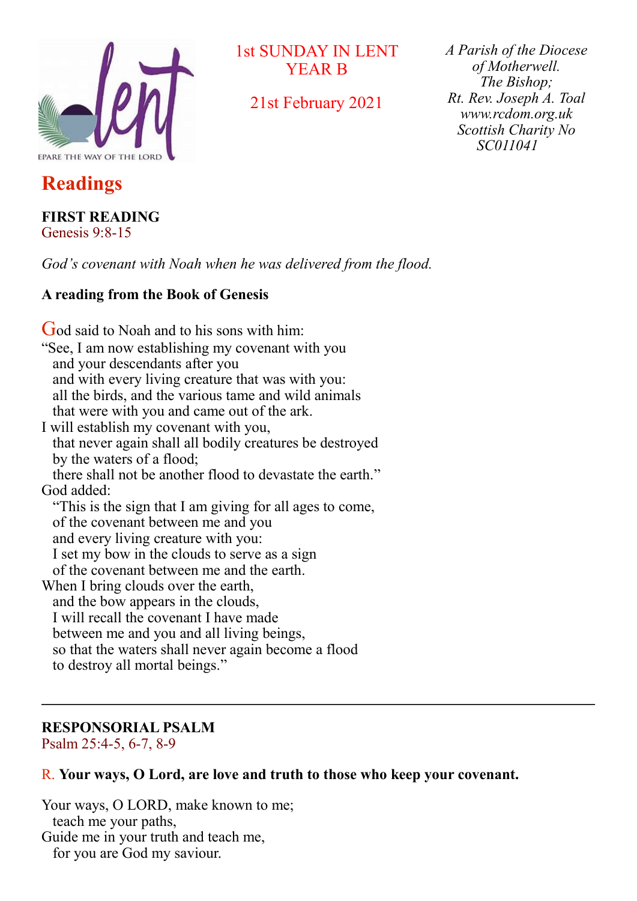1st SUNDAY IN LENT
YEAR B

21st February 2021

*A Parish of the Diocese of Motherwell.*
*The Bishop;*
*Rt. Rev. Joseph A. Toal*
*www.rcdom.org.uk*
*Scottish Charity No SC011041*

# Readings

**FIRST READING**
Genesis 9:8-15

*God's covenant with Noah when he was delivered from the flood.*

**A reading from the Book of Genesis**

God said to Noah and to his sons with him:
"See, I am now establishing my covenant with you
and your descendants after you
and with every living creature that was with you:
all the birds, and the various tame and wild animals
that were with you and came out of the ark.
I will establish my covenant with you,
that never again shall all bodily creatures be destroyed
by the waters of a flood;
there shall not be another flood to devastate the earth."
God added:
"This is the sign that I am giving for all ages to come,
of the covenant between me and you
and every living creature with you:
I set my bow in the clouds to serve as a sign
of the covenant between me and the earth.
When I bring clouds over the earth,
and the bow appears in the clouds,
I will recall the covenant I have made
between me and you and all living beings,
so that the waters shall never again become a flood
to destroy all mortal beings."

---

**RESPONSORIAL PSALM**
Psalm 25:4-5, 6-7, 8-9

R. **Your ways, O Lord, are love and truth to those who keep your covenant.**

Your ways, O LORD, make known to me;
teach me your paths,
Guide me in your truth and teach me,
for you are God my saviour.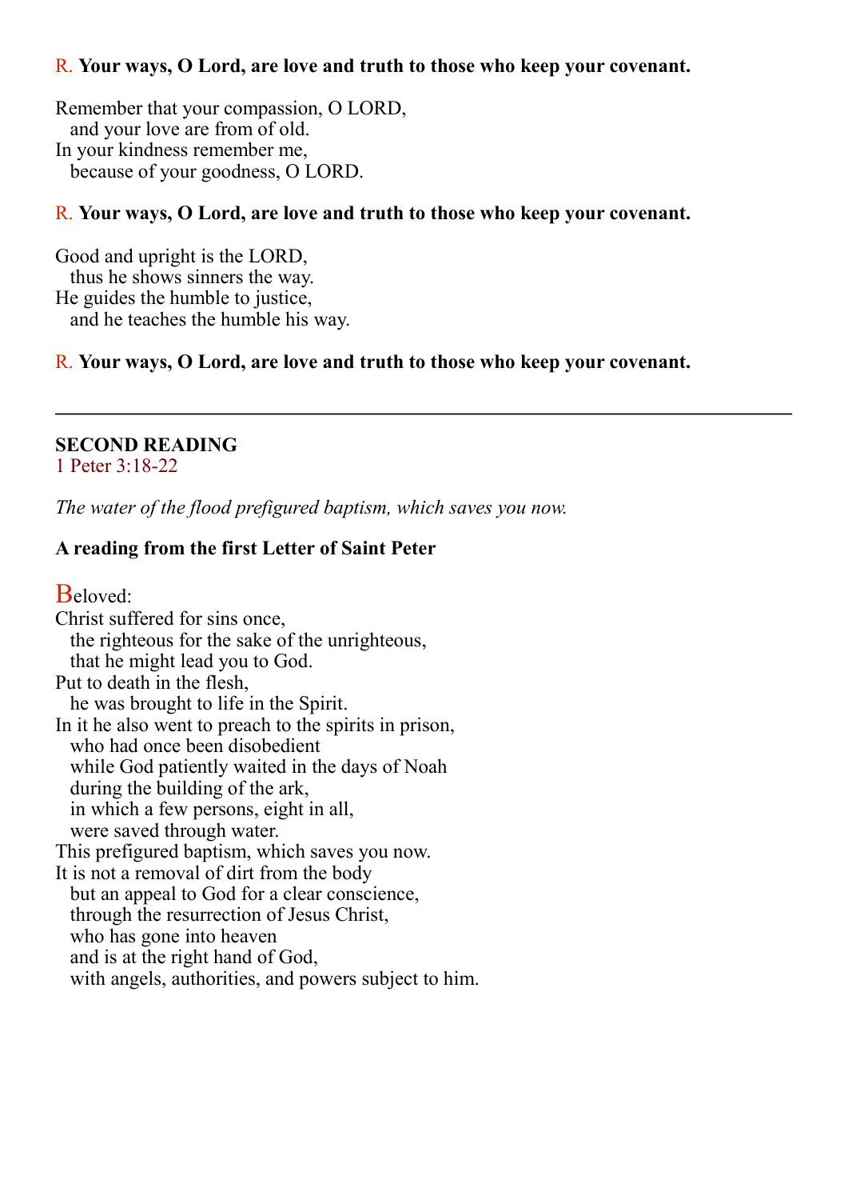R. **Your ways, O Lord, are love and truth to those who keep your covenant.**

Remember that your compassion, O LORD,
  and your love are from of old.
In your kindness remember me,
  because of your goodness, O LORD.

R. **Your ways, O Lord, are love and truth to those who keep your covenant.**

Good and upright is the LORD,
  thus he shows sinners the way.
He guides the humble to justice,
  and he teaches the humble his way.

R. **Your ways, O Lord, are love and truth to those who keep your covenant.**

---

## SECOND READING

1 Peter 3:18-22

*The water of the flood prefigured baptism, which saves you now.*

**A reading from the first Letter of Saint Peter**

Beloved:
Christ suffered for sins once,
  the righteous for the sake of the unrighteous,
  that he might lead you to God.
Put to death in the flesh,
  he was brought to life in the Spirit.
In it he also went to preach to the spirits in prison,
  who had once been disobedient
  while God patiently waited in the days of Noah
  during the building of the ark,
  in which a few persons, eight in all,
  were saved through water.
This prefigured baptism, which saves you now.
It is not a removal of dirt from the body
  but an appeal to God for a clear conscience,
  through the resurrection of Jesus Christ,
  who has gone into heaven
  and is at the right hand of God,
  with angels, authorities, and powers subject to him.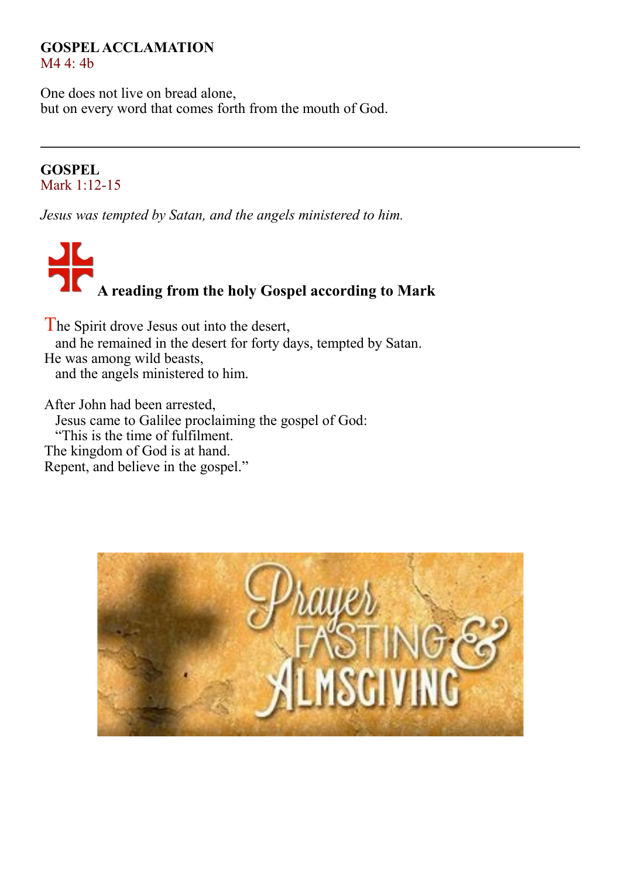**GOSPEL ACCLAMATION**
M4 4: 4b

One does not live on bread alone,
but on every word that comes forth from the mouth of God.

---

**GOSPEL**
Mark 1:12-15

*Jesus was tempted by Satan, and the angels ministered to him.*

**A reading from the holy Gospel according to Mark**

The Spirit drove Jesus out into the desert,
and he remained in the desert for forty days, tempted by Satan.
He was among wild beasts,
and the angels ministered to him.

After John had been arrested,
Jesus came to Galilee proclaiming the gospel of God:
"This is the time of fulfilment.
The kingdom of God is at hand.
Repent, and believe in the gospel."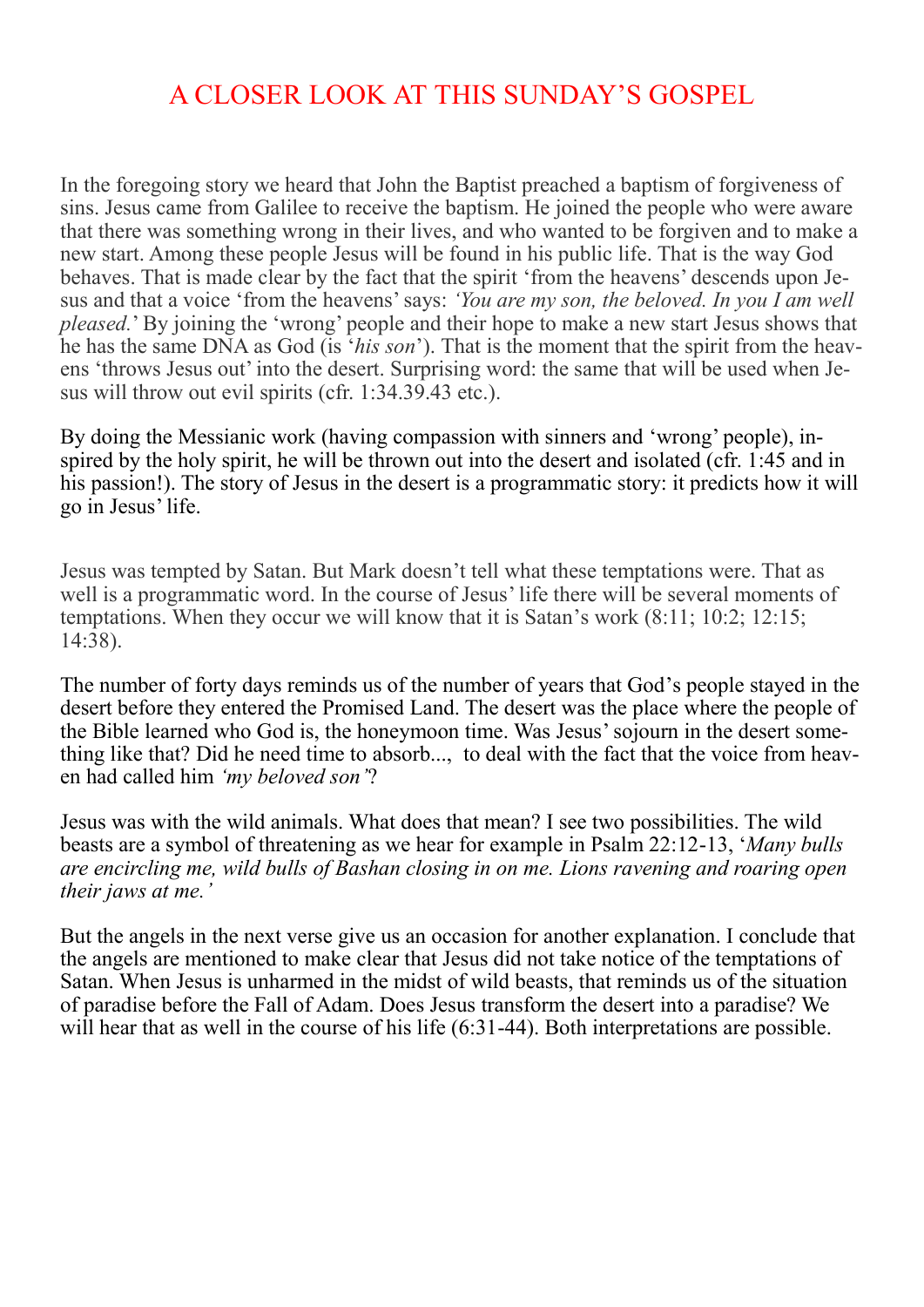# A CLOSER LOOK AT THIS SUNDAY'S GOSPEL

In the foregoing story we heard that John the Baptist preached a baptism of forgiveness of sins. Jesus came from Galilee to receive the baptism. He joined the people who were aware that there was something wrong in their lives, and who wanted to be forgiven and to make a new start. Among these people Jesus will be found in his public life. That is the way God behaves. That is made clear by the fact that the spirit 'from the heavens' descends upon Jesus and that a voice 'from the heavens' says: *'You are my son, the beloved. In you I am well pleased.'* By joining the 'wrong' people and their hope to make a new start Jesus shows that he has the same DNA as God (is '*his son*'). That is the moment that the spirit from the heavens 'throws Jesus out' into the desert. Surprising word: the same that will be used when Jesus will throw out evil spirits (cfr. 1:34.39.43 etc.).

By doing the Messianic work (having compassion with sinners and 'wrong' people), inspired by the holy spirit, he will be thrown out into the desert and isolated (cfr. 1:45 and in his passion!). The story of Jesus in the desert is a programmatic story: it predicts how it will go in Jesus' life.

Jesus was tempted by Satan. But Mark doesn't tell what these temptations were. That as well is a programmatic word. In the course of Jesus' life there will be several moments of temptations. When they occur we will know that it is Satan's work (8:11; 10:2; 12:15; 14:38).

The number of forty days reminds us of the number of years that God's people stayed in the desert before they entered the Promised Land. The desert was the place where the people of the Bible learned who God is, the honeymoon time. Was Jesus' sojourn in the desert something like that? Did he need time to absorb..., to deal with the fact that the voice from heaven had called him *'my beloved son'*?

Jesus was with the wild animals. What does that mean? I see two possibilities. The wild beasts are a symbol of threatening as we hear for example in Psalm 22:12-13, '*Many bulls are encircling me, wild bulls of Bashan closing in on me. Lions ravening and roaring open their jaws at me.'*

But the angels in the next verse give us an occasion for another explanation. I conclude that the angels are mentioned to make clear that Jesus did not take notice of the temptations of Satan. When Jesus is unharmed in the midst of wild beasts, that reminds us of the situation of paradise before the Fall of Adam. Does Jesus transform the desert into a paradise? We will hear that as well in the course of his life (6:31-44). Both interpretations are possible.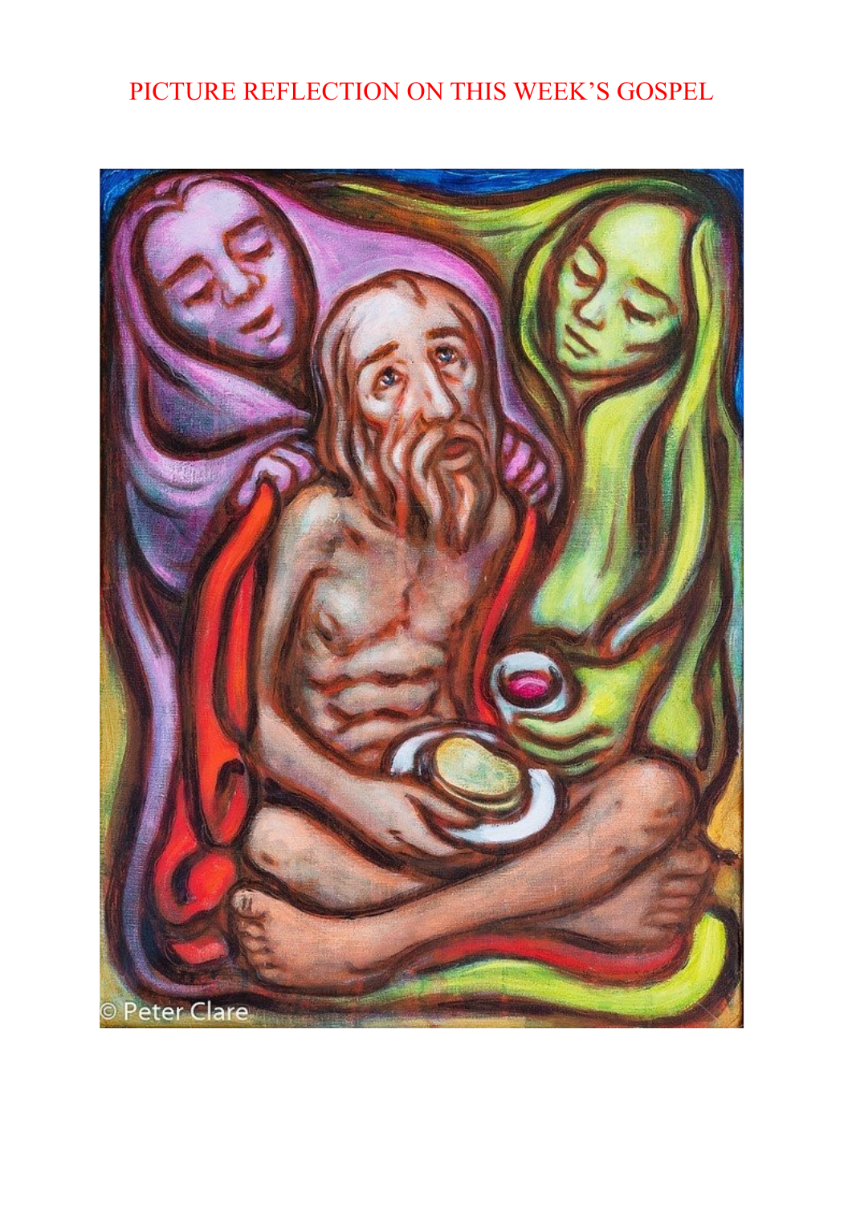# PICTURE REFLECTION ON THIS WEEK'S GOSPEL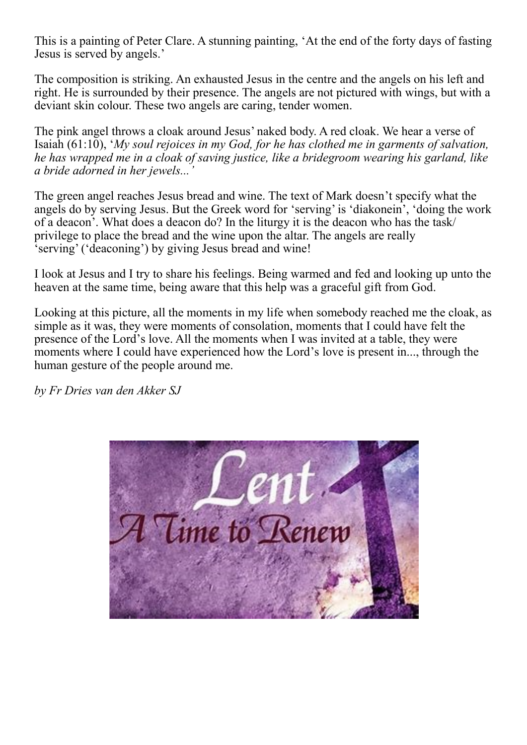This is a painting of Peter Clare. A stunning painting, 'At the end of the forty days of fasting Jesus is served by angels.'

The composition is striking. An exhausted Jesus in the centre and the angels on his left and right. He is surrounded by their presence. The angels are not pictured with wings, but with a deviant skin colour. These two angels are caring, tender women.

The pink angel throws a cloak around Jesus' naked body. A red cloak. We hear a verse of Isaiah (61:10), '*My soul rejoices in my God, for he has clothed me in garments of salvation, he has wrapped me in a cloak of saving justice, like a bridegroom wearing his garland, like a bride adorned in her jewels...'*

The green angel reaches Jesus bread and wine. The text of Mark doesn't specify what the angels do by serving Jesus. But the Greek word for 'serving' is 'diakonein', 'doing the work of a deacon'. What does a deacon do? In the liturgy it is the deacon who has the task/ privilege to place the bread and the wine upon the altar. The angels are really 'serving' ('deaconing') by giving Jesus bread and wine!

I look at Jesus and I try to share his feelings. Being warmed and fed and looking up unto the heaven at the same time, being aware that this help was a graceful gift from God.

Looking at this picture, all the moments in my life when somebody reached me the cloak, as simple as it was, they were moments of consolation, moments that I could have felt the presence of the Lord's love. All the moments when I was invited at a table, they were moments where I could have experienced how the Lord's love is present in..., through the human gesture of the people around me.

*by Fr Dries van den Akker SJ*

Lent
A Time to Renew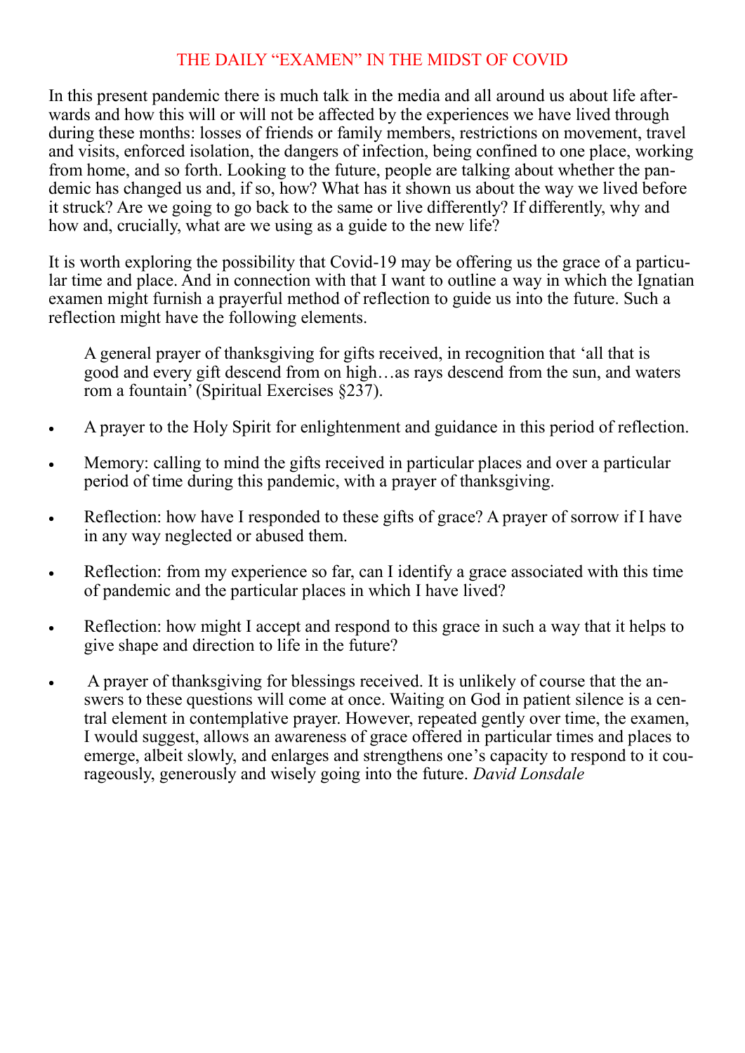## THE DAILY "EXAMEN" IN THE MIDST OF COVID

In this present pandemic there is much talk in the media and all around us about life afterwards and how this will or will not be affected by the experiences we have lived through during these months: losses of friends or family members, restrictions on movement, travel and visits, enforced isolation, the dangers of infection, being confined to one place, working from home, and so forth. Looking to the future, people are talking about whether the pandemic has changed us and, if so, how? What has it shown us about the way we lived before it struck? Are we going to go back to the same or live differently? If differently, why and how and, crucially, what are we using as a guide to the new life?

It is worth exploring the possibility that Covid-19 may be offering us the grace of a particular time and place. And in connection with that I want to outline a way in which the Ignatian examen might furnish a prayerful method of reflection to guide us into the future. Such a reflection might have the following elements.

A general prayer of thanksgiving for gifts received, in recognition that 'all that is good and every gift descend from on high…as rays descend from the sun, and waters rom a fountain' (Spiritual Exercises §237).

- A prayer to the Holy Spirit for enlightenment and guidance in this period of reflection.
- Memory: calling to mind the gifts received in particular places and over a particular period of time during this pandemic, with a prayer of thanksgiving.
- Reflection: how have I responded to these gifts of grace? A prayer of sorrow if I have in any way neglected or abused them.
- Reflection: from my experience so far, can I identify a grace associated with this time of pandemic and the particular places in which I have lived?
- Reflection: how might I accept and respond to this grace in such a way that it helps to give shape and direction to life in the future?
- A prayer of thanksgiving for blessings received. It is unlikely of course that the answers to these questions will come at once. Waiting on God in patient silence is a central element in contemplative prayer. However, repeated gently over time, the examen, I would suggest, allows an awareness of grace offered in particular times and places to emerge, albeit slowly, and enlarges and strengthens one's capacity to respond to it courageously, generously and wisely going into the future. *David Lonsdale*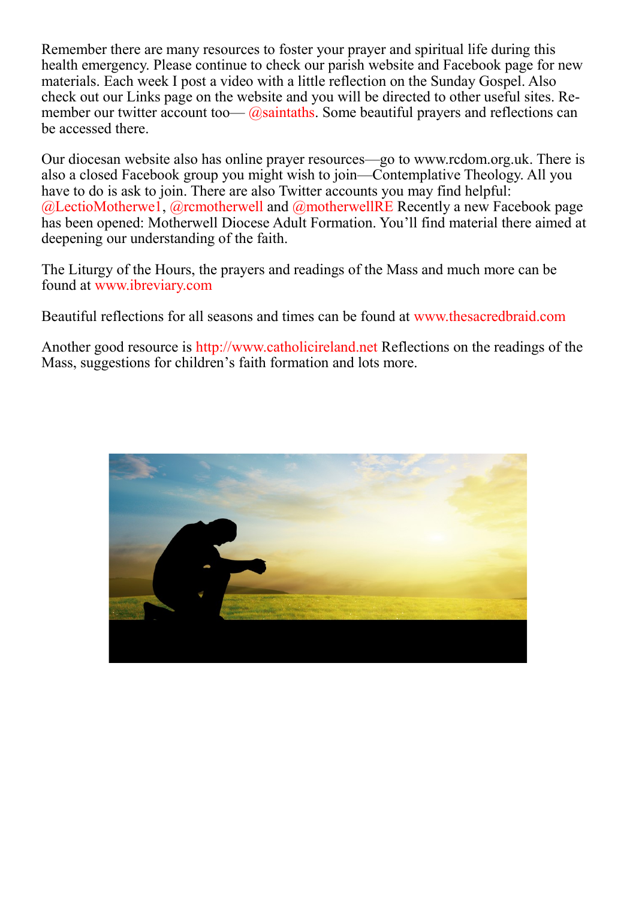Remember there are many resources to foster your prayer and spiritual life during this health emergency. Please continue to check our parish website and Facebook page for new materials. Each week I post a video with a little reflection on the Sunday Gospel. Also check out our Links page on the website and you will be directed to other useful sites. Remember our twitter account too— @saintaths. Some beautiful prayers and reflections can be accessed there.

Our diocesan website also has online prayer resources—go to www.rcdom.org.uk. There is also a closed Facebook group you might wish to join—Contemplative Theology. All you have to do is ask to join. There are also Twitter accounts you may find helpful: @LectioMotherwe1, @rcmotherwell and @motherwellRE Recently a new Facebook page has been opened: Motherwell Diocese Adult Formation. You'll find material there aimed at deepening our understanding of the faith.

The Liturgy of the Hours, the prayers and readings of the Mass and much more can be found at www.ibreviary.com

Beautiful reflections for all seasons and times can be found at www.thesacredbraid.com

Another good resource is http://www.catholicireland.net Reflections on the readings of the Mass, suggestions for children's faith formation and lots more.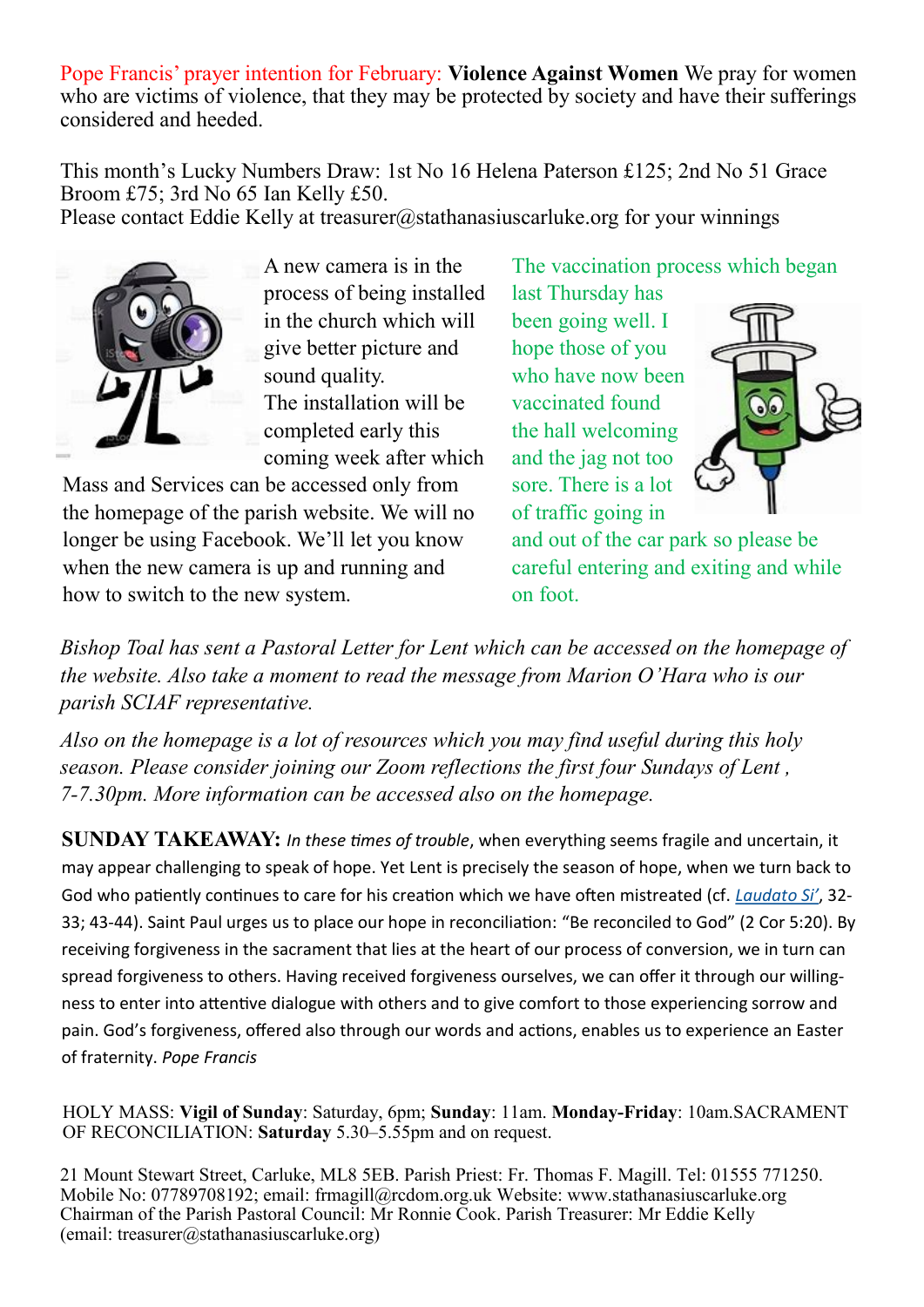Pope Francis' prayer intention for February: **Violence Against Women** We pray for women who are victims of violence, that they may be protected by society and have their sufferings considered and heeded.

This month's Lucky Numbers Draw: 1st No 16 Helena Paterson £125; 2nd No 51 Grace Broom £75; 3rd No 65 Ian Kelly £50.
Please contact Eddie Kelly at treasurer@stathanasiuscarluke.org for your winnings

A new camera is in the process of being installed in the church which will give better picture and sound quality. The installation will be completed early this coming week after which Mass and Services can be accessed only from the homepage of the parish website. We will no longer be using Facebook. We'll let you know when the new camera is up and running and how to switch to the new system.

The vaccination process which began last Thursday has been going well. I hope those of you who have now been vaccinated found the hall welcoming and the jag not too sore. There is a lot of traffic going in and out of the car park so please be careful entering and exiting and while on foot.

*Bishop Toal has sent a Pastoral Letter for Lent which can be accessed on the homepage of the website. Also take a moment to read the message from Marion O'Hara who is our parish SCIAF representative.*

*Also on the homepage is a lot of resources which you may find useful during this holy season. Please consider joining our Zoom reflections the first four Sundays of Lent , 7-7.30pm. More information can be accessed also on the homepage.*

**SUNDAY TAKEAWAY:** *In these times of trouble*, when everything seems fragile and uncertain, it may appear challenging to speak of hope. Yet Lent is precisely the season of hope, when we turn back to God who patiently continues to care for his creation which we have often mistreated (cf. *Laudato Si'*, 32-33; 43-44). Saint Paul urges us to place our hope in reconciliation: "Be reconciled to God" (2 Cor 5:20). By receiving forgiveness in the sacrament that lies at the heart of our process of conversion, we in turn can spread forgiveness to others. Having received forgiveness ourselves, we can offer it through our willingness to enter into attentive dialogue with others and to give comfort to those experiencing sorrow and pain. God's forgiveness, offered also through our words and actions, enables us to experience an Easter of fraternity. *Pope Francis*

HOLY MASS: **Vigil of Sunday**: Saturday, 6pm; **Sunday**: 11am. **Monday-Friday**: 10am.SACRAMENT OF RECONCILIATION: **Saturday** 5.30–5.55pm and on request.

21 Mount Stewart Street, Carluke, ML8 5EB. Parish Priest: Fr. Thomas F. Magill. Tel: 01555 771250. Mobile No: 07789708192; email: frmagill@rcdom.org.uk Website: www.stathanasiuscarluke.org
Chairman of the Parish Pastoral Council: Mr Ronnie Cook. Parish Treasurer: Mr Eddie Kelly (email: treasurer@stathanasiuscarluke.org)